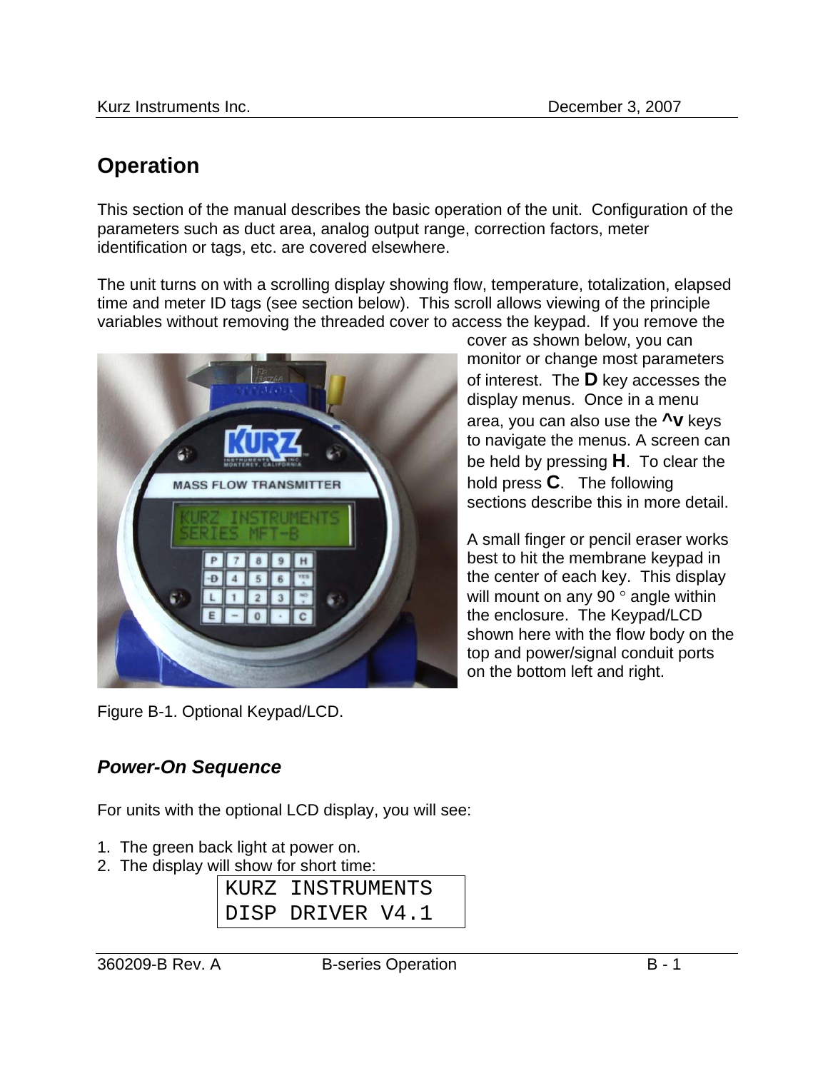# Operation

This section of the manual describes the basic operation of the unit. Configuration of the parameters such as duct area, analog output range, correction factors, meter identification or tags, etc. are covered elsewhere.

The unit turns on with a scrolling display showing flow, temperature, totalization, elapsed time and meter ID tags (see section below). This scroll allows viewing of the principle variables without removing the threaded cover to access the keypad. If you remove the cover as shown below, you can monitor or change most parameters of interest. The **D** key accesses the display menus. Once in a menu area, you can also use the **^v** keys to navigate the menus. A screen can be held by pressing **H**. To clear the hold press **C**. The following sections describe this in more detail.

A small finger or pencil eraser works best to hit the membrane keypad in the center of each key. This display will mount on any 90 ° angle within the enclosure. The Keypad/LCD shown here with the flow body on the top and power/signal conduit ports on the bottom left and right.

Figure B-1. Optional Keypad/LCD.

## *Power-On Sequence*

For units with the optional LCD display, you will see:

1. The green back light at power on.
2. The display will show for short time:

```
KURZ INSTRUMENTS
DISP DRIVER V4.1
```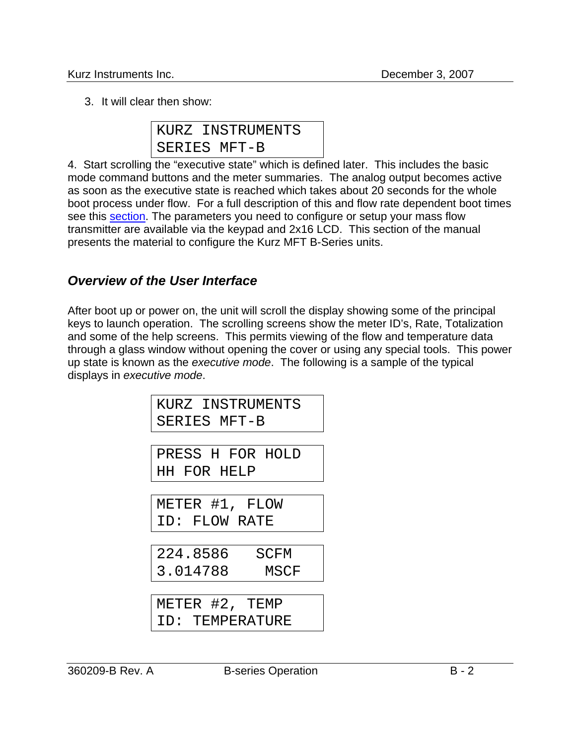3. It will clear then show:

```
KURZ INSTRUMENTS
SERIES MFT-B
```

4. Start scrolling the "executive state" which is defined later. This includes the basic mode command buttons and the meter summaries. The analog output becomes active as soon as the executive state is reached which takes about 20 seconds for the whole boot process under flow. For a full description of this and flow rate dependent boot times see this section. The parameters you need to configure or setup your mass flow transmitter are available via the keypad and 2x16 LCD. This section of the manual presents the material to configure the Kurz MFT B-Series units.

## *Overview of the User Interface*

After boot up or power on, the unit will scroll the display showing some of the principal keys to launch operation. The scrolling screens show the meter ID's, Rate, Totalization and some of the help screens. This permits viewing of the flow and temperature data through a glass window without opening the cover or using any special tools. This power up state is known as the *executive mode*. The following is a sample of the typical displays in *executive mode*.

```
KURZ INSTRUMENTS
SERIES MFT-B
```

```
PRESS H FOR HOLD
HH FOR HELP
```

```
METER #1, FLOW
ID: FLOW RATE
```

```
224.8586   SCFM
3.014788    MSCF
```

```
METER #2, TEMP
ID: TEMPERATURE
```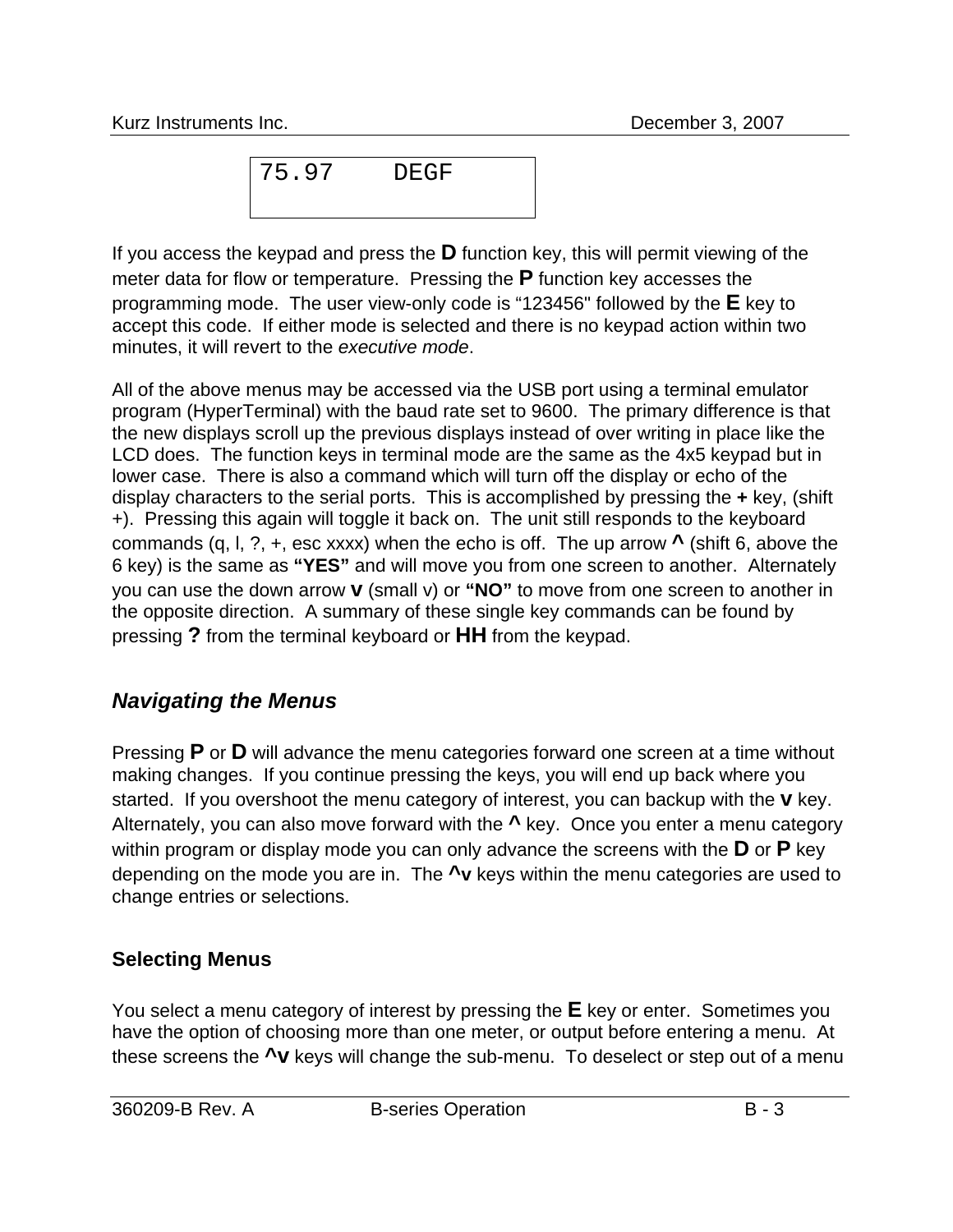```
75.97    DEGF
```

If you access the keypad and press the **D** function key, this will permit viewing of the meter data for flow or temperature. Pressing the **P** function key accesses the programming mode. The user view-only code is “123456" followed by the **E** key to accept this code. If either mode is selected and there is no keypad action within two minutes, it will revert to the *executive mode*.

All of the above menus may be accessed via the USB port using a terminal emulator program (HyperTerminal) with the baud rate set to 9600. The primary difference is that the new displays scroll up the previous displays instead of over writing in place like the LCD does. The function keys in terminal mode are the same as the 4x5 keypad but in lower case. There is also a command which will turn off the display or echo of the display characters to the serial ports. This is accomplished by pressing the **+** key, (shift +). Pressing this again will toggle it back on. The unit still responds to the keyboard commands (q, l, ?, +, esc xxxx) when the echo is off. The up arrow **^** (shift 6, above the 6 key) is the same as **“YES”** and will move you from one screen to another. Alternately you can use the down arrow **v** (small v) or **“NO”** to move from one screen to another in the opposite direction. A summary of these single key commands can be found by pressing **?** from the terminal keyboard or **HH** from the keypad.

## *Navigating the Menus*

Pressing **P** or **D** will advance the menu categories forward one screen at a time without making changes. If you continue pressing the keys, you will end up back where you started. If you overshoot the menu category of interest, you can backup with the **v** key. Alternately, you can also move forward with the **^** key. Once you enter a menu category within program or display mode you can only advance the screens with the **D** or **P** key depending on the mode you are in. The **^v** keys within the menu categories are used to change entries or selections.

### Selecting Menus

You select a menu category of interest by pressing the **E** key or enter. Sometimes you have the option of choosing more than one meter, or output before entering a menu. At these screens the **^v** keys will change the sub-menu. To deselect or step out of a menu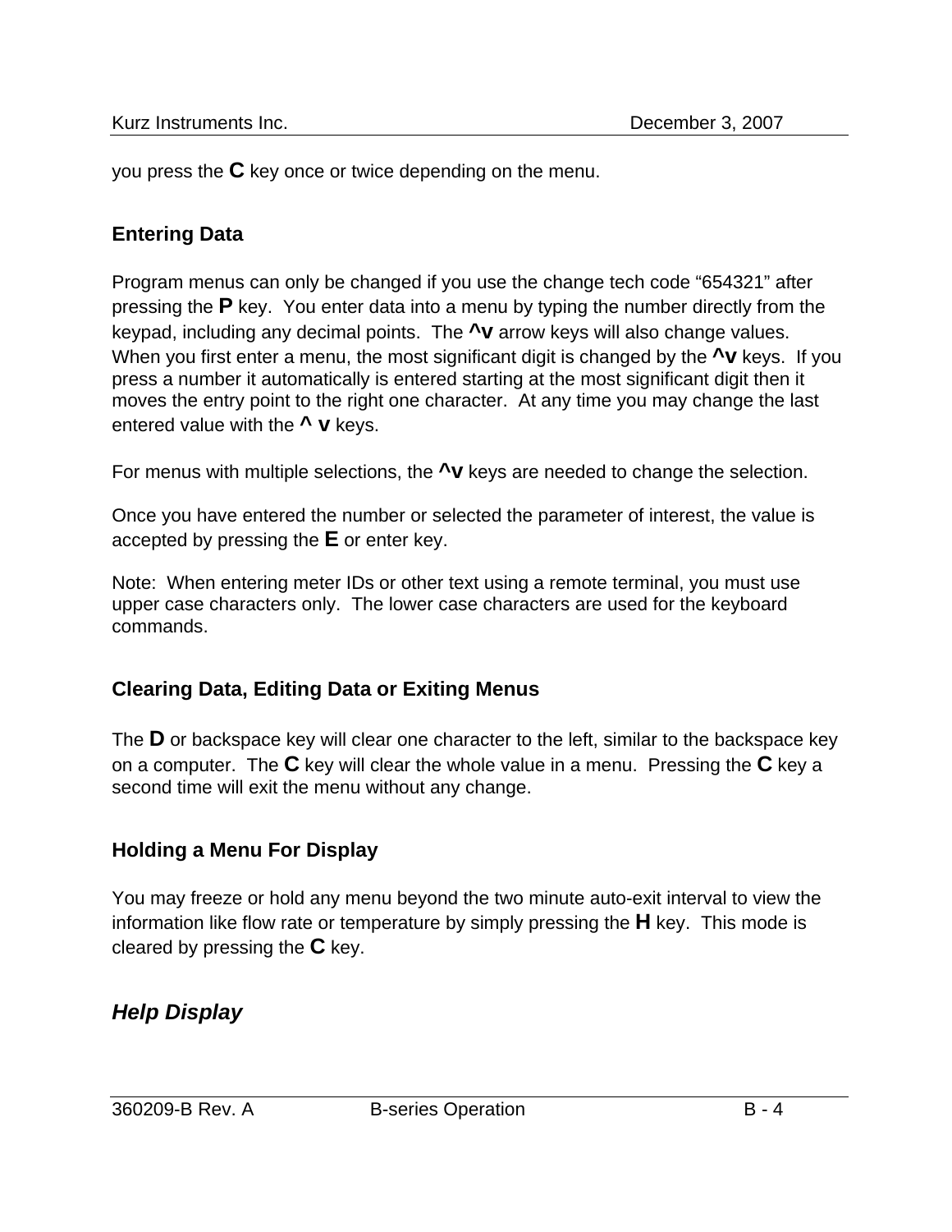you press the **C** key once or twice depending on the menu.

### Entering Data

Program menus can only be changed if you use the change tech code “654321” after pressing the **P** key. You enter data into a menu by typing the number directly from the keypad, including any decimal points. The **^v** arrow keys will also change values. When you first enter a menu, the most significant digit is changed by the **^v** keys. If you press a number it automatically is entered starting at the most significant digit then it moves the entry point to the right one character. At any time you may change the last entered value with the **^ v** keys.

For menus with multiple selections, the **^v** keys are needed to change the selection.

Once you have entered the number or selected the parameter of interest, the value is accepted by pressing the **E** or enter key.

Note: When entering meter IDs or other text using a remote terminal, you must use upper case characters only. The lower case characters are used for the keyboard commands.

### Clearing Data, Editing Data or Exiting Menus

The **D** or backspace key will clear one character to the left, similar to the backspace key on a computer. The **C** key will clear the whole value in a menu. Pressing the **C** key a second time will exit the menu without any change.

### Holding a Menu For Display

You may freeze or hold any menu beyond the two minute auto-exit interval to view the information like flow rate or temperature by simply pressing the **H** key. This mode is cleared by pressing the **C** key.

## *Help Display*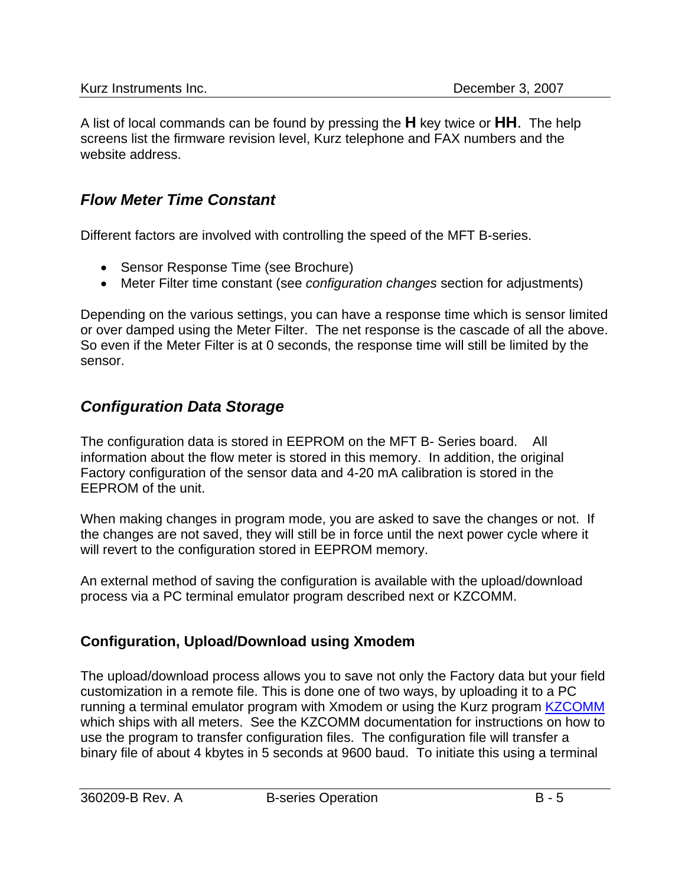A list of local commands can be found by pressing the **H** key twice or **HH**. The help screens list the firmware revision level, Kurz telephone and FAX numbers and the website address.

## *Flow Meter Time Constant*

Different factors are involved with controlling the speed of the MFT B-series.

- Sensor Response Time (see Brochure)
- Meter Filter time constant (see *configuration changes* section for adjustments)

Depending on the various settings, you can have a response time which is sensor limited or over damped using the Meter Filter. The net response is the cascade of all the above. So even if the Meter Filter is at 0 seconds, the response time will still be limited by the sensor.

## *Configuration Data Storage*

The configuration data is stored in EEPROM on the MFT B- Series board. All information about the flow meter is stored in this memory. In addition, the original Factory configuration of the sensor data and 4-20 mA calibration is stored in the EEPROM of the unit.

When making changes in program mode, you are asked to save the changes or not. If the changes are not saved, they will still be in force until the next power cycle where it will revert to the configuration stored in EEPROM memory.

An external method of saving the configuration is available with the upload/download process via a PC terminal emulator program described next or KZCOMM.

### Configuration, Upload/Download using Xmodem

The upload/download process allows you to save not only the Factory data but your field customization in a remote file. This is done one of two ways, by uploading it to a PC running a terminal emulator program with Xmodem or using the Kurz program KZCOMM which ships with all meters. See the KZCOMM documentation for instructions on how to use the program to transfer configuration files. The configuration file will transfer a binary file of about 4 kbytes in 5 seconds at 9600 baud. To initiate this using a terminal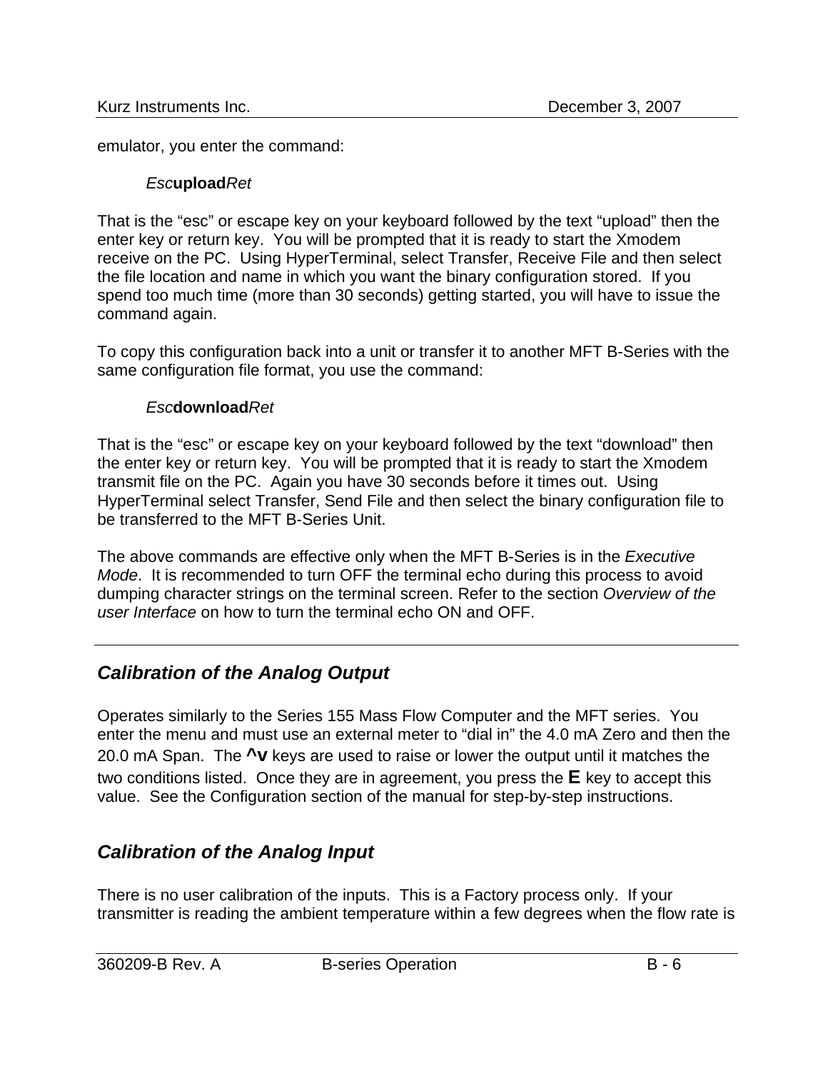emulator, you enter the command:

> *Esc***upload***Ret*

That is the “esc” or escape key on your keyboard followed by the text “upload” then the enter key or return key. You will be prompted that it is ready to start the Xmodem receive on the PC. Using HyperTerminal, select Transfer, Receive File and then select the file location and name in which you want the binary configuration stored. If you spend too much time (more than 30 seconds) getting started, you will have to issue the command again.

To copy this configuration back into a unit or transfer it to another MFT B-Series with the same configuration file format, you use the command:

> *Esc***download***Ret*

That is the “esc” or escape key on your keyboard followed by the text “download” then the enter key or return key. You will be prompted that it is ready to start the Xmodem transmit file on the PC. Again you have 30 seconds before it times out. Using HyperTerminal select Transfer, Send File and then select the binary configuration file to be transferred to the MFT B-Series Unit.

The above commands are effective only when the MFT B-Series is in the *Executive Mode*. It is recommended to turn OFF the terminal echo during this process to avoid dumping character strings on the terminal screen. Refer to the section *Overview of the user Interface* on how to turn the terminal echo ON and OFF.

---

## *Calibration of the Analog Output*

Operates similarly to the Series 155 Mass Flow Computer and the MFT series. You enter the menu and must use an external meter to “dial in” the 4.0 mA Zero and then the 20.0 mA Span. The **^v** keys are used to raise or lower the output until it matches the two conditions listed. Once they are in agreement, you press the **E** key to accept this value. See the Configuration section of the manual for step-by-step instructions.

## *Calibration of the Analog Input*

There is no user calibration of the inputs. This is a Factory process only. If your transmitter is reading the ambient temperature within a few degrees when the flow rate is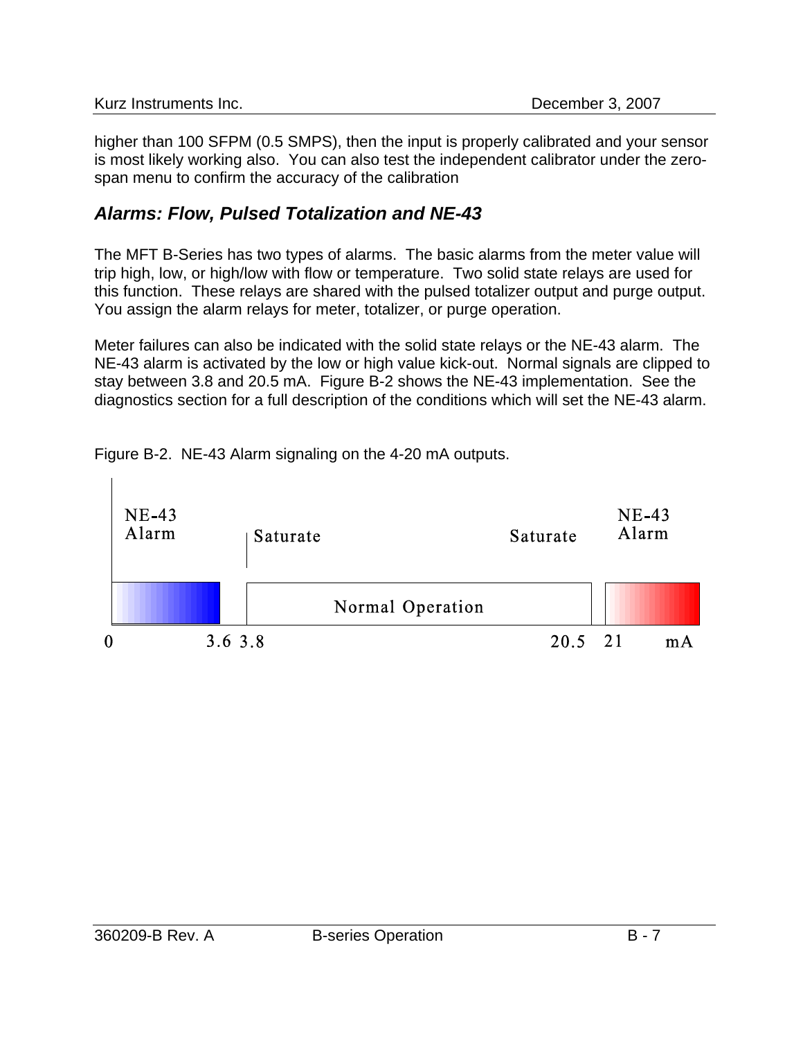higher than 100 SFPM (0.5 SMPS), then the input is properly calibrated and your sensor is most likely working also. You can also test the independent calibrator under the zero-span menu to confirm the accuracy of the calibration

## *Alarms: Flow, Pulsed Totalization and NE-43*

The MFT B-Series has two types of alarms. The basic alarms from the meter value will trip high, low, or high/low with flow or temperature. Two solid state relays are used for this function. These relays are shared with the pulsed totalizer output and purge output. You assign the alarm relays for meter, totalizer, or purge operation.

Meter failures can also be indicated with the solid state relays or the NE-43 alarm. The NE-43 alarm is activated by the low or high value kick-out. Normal signals are clipped to stay between 3.8 and 20.5 mA. Figure B-2 shows the NE-43 implementation. See the diagnostics section for a full description of the conditions which will set the NE-43 alarm.

Figure B-2. NE-43 Alarm signaling on the 4-20 mA outputs.

NE-43 Alarm

Saturate

Saturate

NE-43 Alarm

Normal Operation

0

3.6

3.8

20.5

21

mA